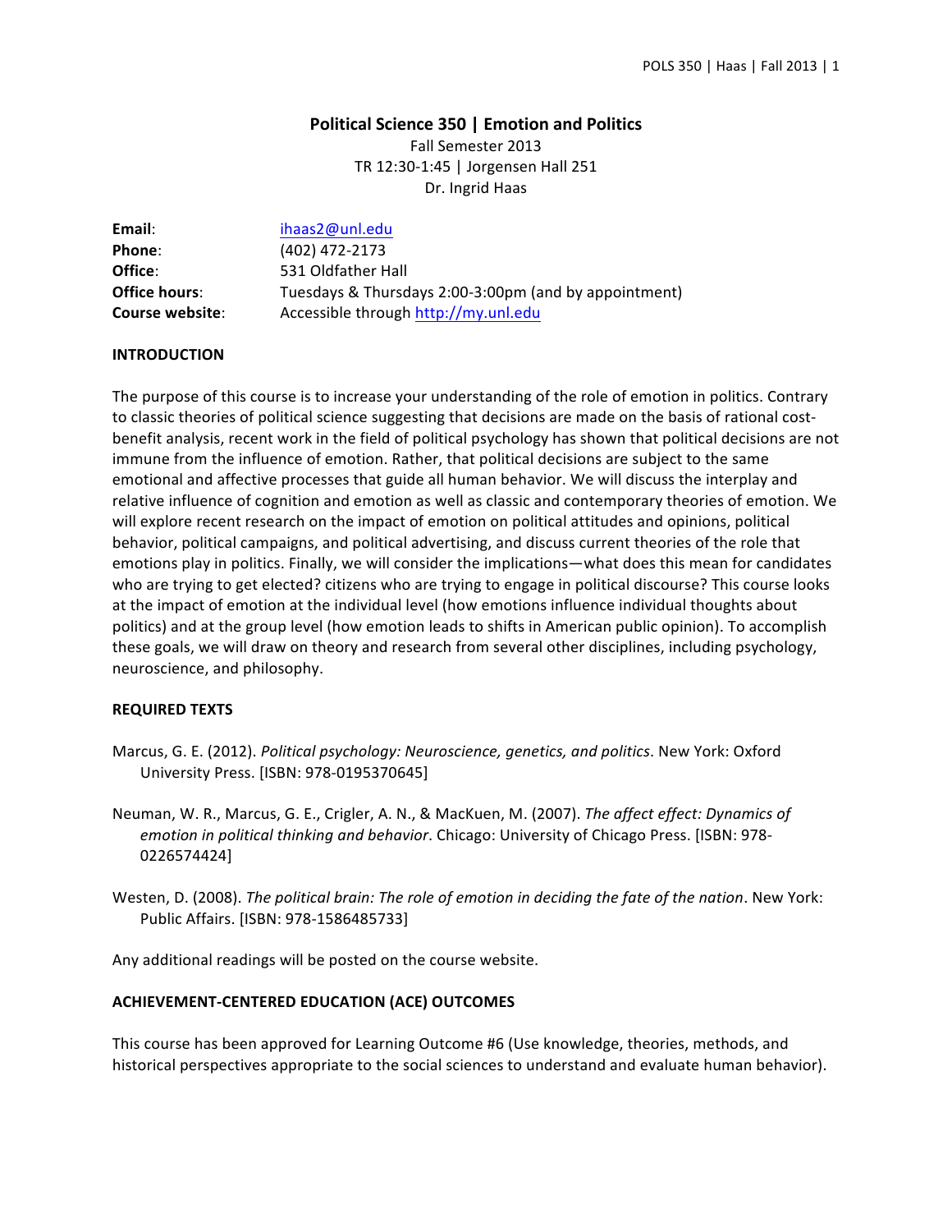# Political Science 350 | Emotion and Politics

Fall Semester 2013
TR 12:30-1:45 | Jorgensen Hall 251
Dr. Ingrid Haas

| | |
|---|---|
| **Email**: | ihaas2@unl.edu |
| **Phone**: | (402) 472-2173 |
| **Office**: | 531 Oldfather Hall |
| **Office hours**: | Tuesdays & Thursdays 2:00-3:00pm (and by appointment) |
| **Course website**: | Accessible through http://my.unl.edu |

## INTRODUCTION

The purpose of this course is to increase your understanding of the role of emotion in politics. Contrary to classic theories of political science suggesting that decisions are made on the basis of rational cost-benefit analysis, recent work in the field of political psychology has shown that political decisions are not immune from the influence of emotion. Rather, that political decisions are subject to the same emotional and affective processes that guide all human behavior. We will discuss the interplay and relative influence of cognition and emotion as well as classic and contemporary theories of emotion. We will explore recent research on the impact of emotion on political attitudes and opinions, political behavior, political campaigns, and political advertising, and discuss current theories of the role that emotions play in politics. Finally, we will consider the implications—what does this mean for candidates who are trying to get elected? citizens who are trying to engage in political discourse? This course looks at the impact of emotion at the individual level (how emotions influence individual thoughts about politics) and at the group level (how emotion leads to shifts in American public opinion). To accomplish these goals, we will draw on theory and research from several other disciplines, including psychology, neuroscience, and philosophy.

## REQUIRED TEXTS

Marcus, G. E. (2012). *Political psychology: Neuroscience, genetics, and politics*. New York: Oxford University Press. [ISBN: 978-0195370645]

Neuman, W. R., Marcus, G. E., Crigler, A. N., & MacKuen, M. (2007). *The affect effect: Dynamics of emotion in political thinking and behavior*. Chicago: University of Chicago Press. [ISBN: 978-0226574424]

Westen, D. (2008). *The political brain: The role of emotion in deciding the fate of the nation*. New York: Public Affairs. [ISBN: 978-1586485733]

Any additional readings will be posted on the course website.

## ACHIEVEMENT-CENTERED EDUCATION (ACE) OUTCOMES

This course has been approved for Learning Outcome #6 (Use knowledge, theories, methods, and historical perspectives appropriate to the social sciences to understand and evaluate human behavior).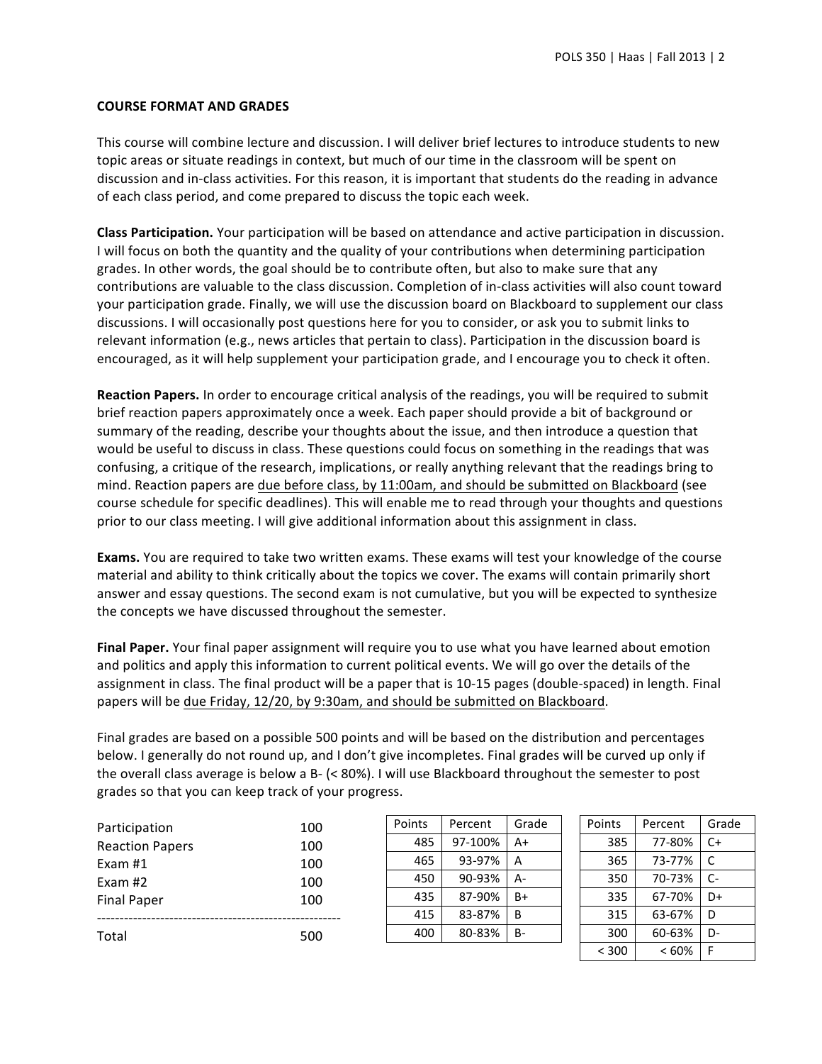**COURSE FORMAT AND GRADES**

This course will combine lecture and discussion. I will deliver brief lectures to introduce students to new topic areas or situate readings in context, but much of our time in the classroom will be spent on discussion and in-class activities. For this reason, it is important that students do the reading in advance of each class period, and come prepared to discuss the topic each week.

**Class Participation.** Your participation will be based on attendance and active participation in discussion. I will focus on both the quantity and the quality of your contributions when determining participation grades. In other words, the goal should be to contribute often, but also to make sure that any contributions are valuable to the class discussion. Completion of in-class activities will also count toward your participation grade. Finally, we will use the discussion board on Blackboard to supplement our class discussions. I will occasionally post questions here for you to consider, or ask you to submit links to relevant information (e.g., news articles that pertain to class). Participation in the discussion board is encouraged, as it will help supplement your participation grade, and I encourage you to check it often.

**Reaction Papers.** In order to encourage critical analysis of the readings, you will be required to submit brief reaction papers approximately once a week. Each paper should provide a bit of background or summary of the reading, describe your thoughts about the issue, and then introduce a question that would be useful to discuss in class. These questions could focus on something in the readings that was confusing, a critique of the research, implications, or really anything relevant that the readings bring to mind. Reaction papers are <u>due before class, by 11:00am, and should be submitted on Blackboard</u> (see course schedule for specific deadlines). This will enable me to read through your thoughts and questions prior to our class meeting. I will give additional information about this assignment in class.

**Exams.** You are required to take two written exams. These exams will test your knowledge of the course material and ability to think critically about the topics we cover. The exams will contain primarily short answer and essay questions. The second exam is not cumulative, but you will be expected to synthesize the concepts we have discussed throughout the semester.

**Final Paper.** Your final paper assignment will require you to use what you have learned about emotion and politics and apply this information to current political events. We will go over the details of the assignment in class. The final product will be a paper that is 10-15 pages (double-spaced) in length. Final papers will be <u>due Friday, 12/20, by 9:30am, and should be submitted on Blackboard</u>.

Final grades are based on a possible 500 points and will be based on the distribution and percentages below. I generally do not round up, and I don't give incompletes. Final grades will be curved up only if the overall class average is below a B- (< 80%). I will use Blackboard throughout the semester to post grades so that you can keep track of your progress.

| Component | Points |
|---|---|
| Participation | 100 |
| Reaction Papers | 100 |
| Exam #1 | 100 |
| Exam #2 | 100 |
| Final Paper | 100 |
| Total | 500 |

| Points | Percent | Grade |
|---|---|---|
| 485 | 97-100% | A+ |
| 465 | 93-97% | A |
| 450 | 90-93% | A- |
| 435 | 87-90% | B+ |
| 415 | 83-87% | B |
| 400 | 80-83% | B- |

| Points | Percent | Grade |
|---|---|---|
| 385 | 77-80% | C+ |
| 365 | 73-77% | C |
| 350 | 70-73% | C- |
| 335 | 67-70% | D+ |
| 315 | 63-67% | D |
| 300 | 60-63% | D- |
| < 300 | < 60% | F |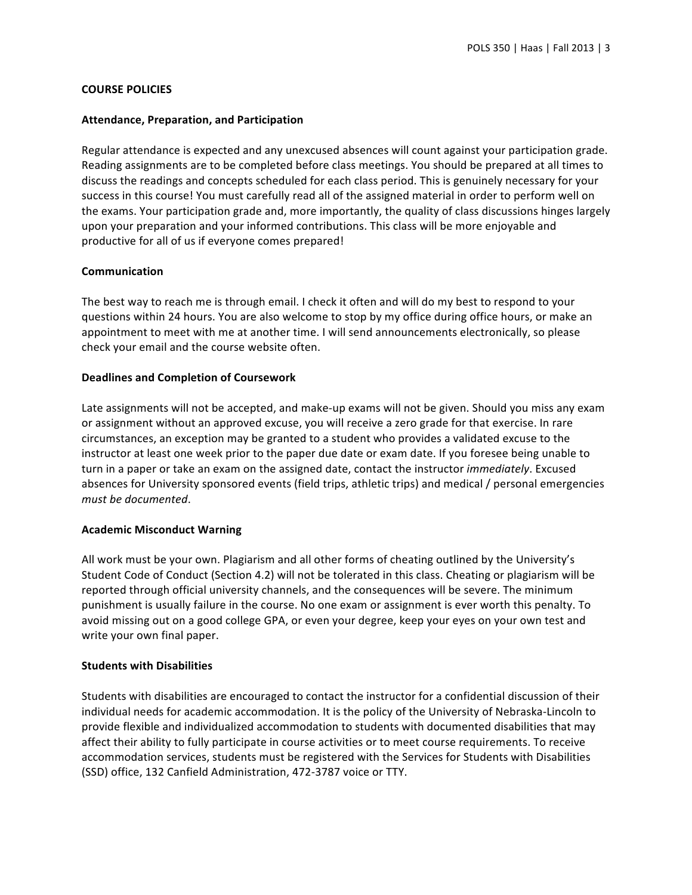## COURSE POLICIES

### Attendance, Preparation, and Participation

Regular attendance is expected and any unexcused absences will count against your participation grade. Reading assignments are to be completed before class meetings. You should be prepared at all times to discuss the readings and concepts scheduled for each class period. This is genuinely necessary for your success in this course! You must carefully read all of the assigned material in order to perform well on the exams. Your participation grade and, more importantly, the quality of class discussions hinges largely upon your preparation and your informed contributions. This class will be more enjoyable and productive for all of us if everyone comes prepared!

### Communication

The best way to reach me is through email. I check it often and will do my best to respond to your questions within 24 hours. You are also welcome to stop by my office during office hours, or make an appointment to meet with me at another time. I will send announcements electronically, so please check your email and the course website often.

### Deadlines and Completion of Coursework

Late assignments will not be accepted, and make-up exams will not be given. Should you miss any exam or assignment without an approved excuse, you will receive a zero grade for that exercise. In rare circumstances, an exception may be granted to a student who provides a validated excuse to the instructor at least one week prior to the paper due date or exam date. If you foresee being unable to turn in a paper or take an exam on the assigned date, contact the instructor *immediately*. Excused absences for University sponsored events (field trips, athletic trips) and medical / personal emergencies *must be documented*.

### Academic Misconduct Warning

All work must be your own. Plagiarism and all other forms of cheating outlined by the University's Student Code of Conduct (Section 4.2) will not be tolerated in this class. Cheating or plagiarism will be reported through official university channels, and the consequences will be severe. The minimum punishment is usually failure in the course. No one exam or assignment is ever worth this penalty. To avoid missing out on a good college GPA, or even your degree, keep your eyes on your own test and write your own final paper.

### Students with Disabilities

Students with disabilities are encouraged to contact the instructor for a confidential discussion of their individual needs for academic accommodation. It is the policy of the University of Nebraska-Lincoln to provide flexible and individualized accommodation to students with documented disabilities that may affect their ability to fully participate in course activities or to meet course requirements. To receive accommodation services, students must be registered with the Services for Students with Disabilities (SSD) office, 132 Canfield Administration, 472-3787 voice or TTY.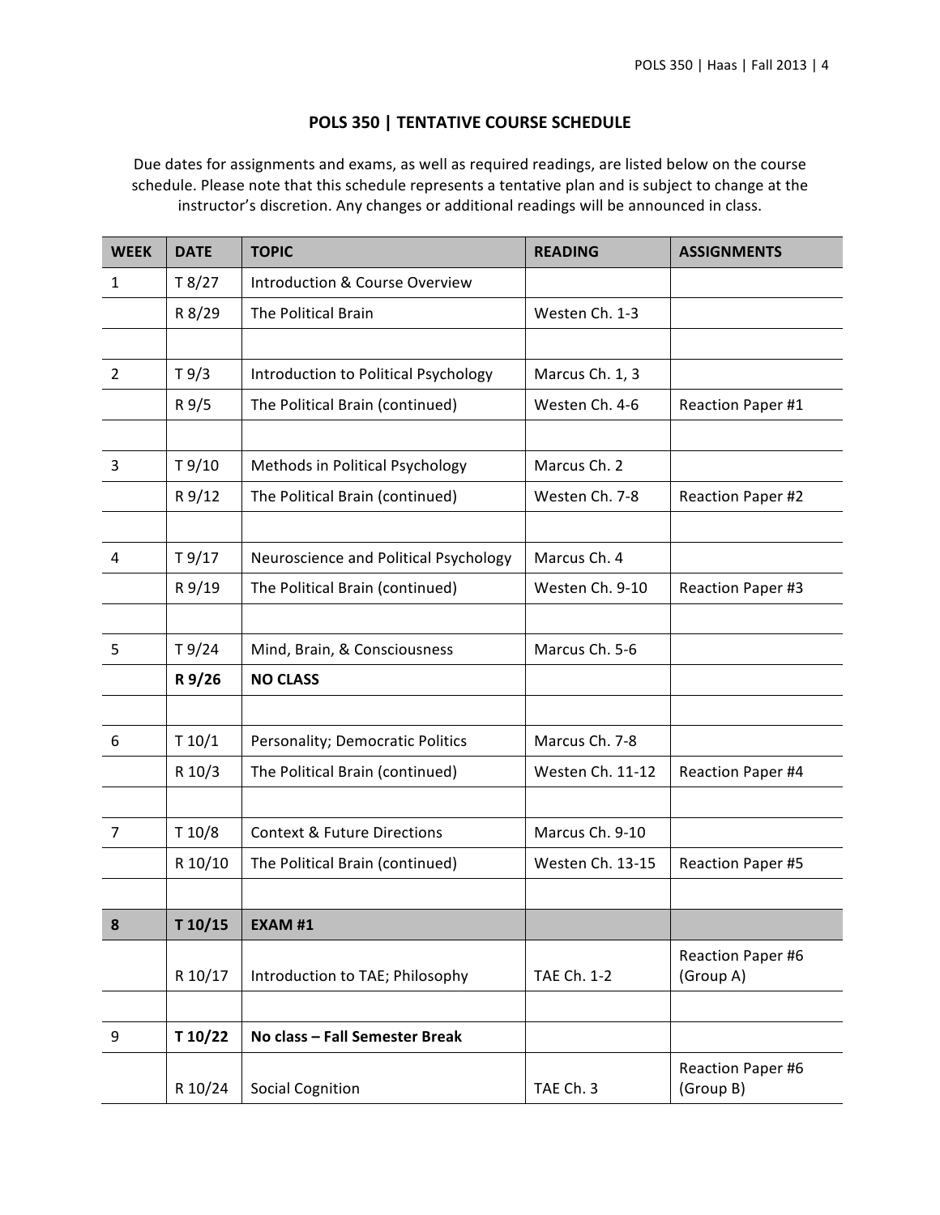## POLS 350 | TENTATIVE COURSE SCHEDULE

Due dates for assignments and exams, as well as required readings, are listed below on the course schedule. Please note that this schedule represents a tentative plan and is subject to change at the instructor's discretion. Any changes or additional readings will be announced in class.

| WEEK | DATE | TOPIC | READING | ASSIGNMENTS |
|---|---|---|---|---|
| 1 | T 8/27 | Introduction & Course Overview | | |
| | R 8/29 | The Political Brain | Westen Ch. 1-3 | |
| | | | | |
| 2 | T 9/3 | Introduction to Political Psychology | Marcus Ch. 1, 3 | |
| | R 9/5 | The Political Brain (continued) | Westen Ch. 4-6 | Reaction Paper #1 |
| | | | | |
| 3 | T 9/10 | Methods in Political Psychology | Marcus Ch. 2 | |
| | R 9/12 | The Political Brain (continued) | Westen Ch. 7-8 | Reaction Paper #2 |
| | | | | |
| 4 | T 9/17 | Neuroscience and Political Psychology | Marcus Ch. 4 | |
| | R 9/19 | The Political Brain (continued) | Westen Ch. 9-10 | Reaction Paper #3 |
| | | | | |
| 5 | T 9/24 | Mind, Brain, & Consciousness | Marcus Ch. 5-6 | |
| | **R 9/26** | **NO CLASS** | | |
| | | | | |
| 6 | T 10/1 | Personality; Democratic Politics | Marcus Ch. 7-8 | |
| | R 10/3 | The Political Brain (continued) | Westen Ch. 11-12 | Reaction Paper #4 |
| | | | | |
| 7 | T 10/8 | Context & Future Directions | Marcus Ch. 9-10 | |
| | R 10/10 | The Political Brain (continued) | Westen Ch. 13-15 | Reaction Paper #5 |
| | | | | |
| **8** | **T 10/15** | **EXAM #1** | | |
| | R 10/17 | Introduction to TAE; Philosophy | TAE Ch. 1-2 | Reaction Paper #6 (Group A) |
| | | | | |
| 9 | **T 10/22** | **No class – Fall Semester Break** | | |
| | R 10/24 | Social Cognition | TAE Ch. 3 | Reaction Paper #6 (Group B) |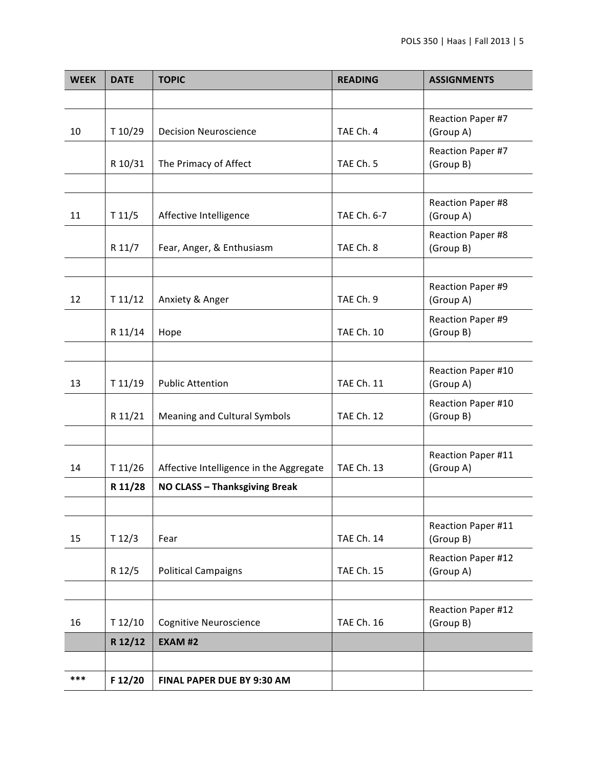| WEEK | DATE | TOPIC | READING | ASSIGNMENTS |
|---|---|---|---|---|
| | | | | |
| 10 | T 10/29 | Decision Neuroscience | TAE Ch. 4 | Reaction Paper #7 (Group A) |
| | R 10/31 | The Primacy of Affect | TAE Ch. 5 | Reaction Paper #7 (Group B) |
| | | | | |
| 11 | T 11/5 | Affective Intelligence | TAE Ch. 6-7 | Reaction Paper #8 (Group A) |
| | R 11/7 | Fear, Anger, & Enthusiasm | TAE Ch. 8 | Reaction Paper #8 (Group B) |
| | | | | |
| 12 | T 11/12 | Anxiety & Anger | TAE Ch. 9 | Reaction Paper #9 (Group A) |
| | R 11/14 | Hope | TAE Ch. 10 | Reaction Paper #9 (Group B) |
| | | | | |
| 13 | T 11/19 | Public Attention | TAE Ch. 11 | Reaction Paper #10 (Group A) |
| | R 11/21 | Meaning and Cultural Symbols | TAE Ch. 12 | Reaction Paper #10 (Group B) |
| | | | | |
| 14 | T 11/26 | Affective Intelligence in the Aggregate | TAE Ch. 13 | Reaction Paper #11 (Group A) |
| | **R 11/28** | **NO CLASS – Thanksgiving Break** | | |
| | | | | |
| 15 | T 12/3 | Fear | TAE Ch. 14 | Reaction Paper #11 (Group B) |
| | R 12/5 | Political Campaigns | TAE Ch. 15 | Reaction Paper #12 (Group A) |
| | | | | |
| 16 | T 12/10 | Cognitive Neuroscience | TAE Ch. 16 | Reaction Paper #12 (Group B) |
| | **R 12/12** | **EXAM #2** | | |
| | | | | |
| *** | **F 12/20** | **FINAL PAPER DUE BY 9:30 AM** | | |